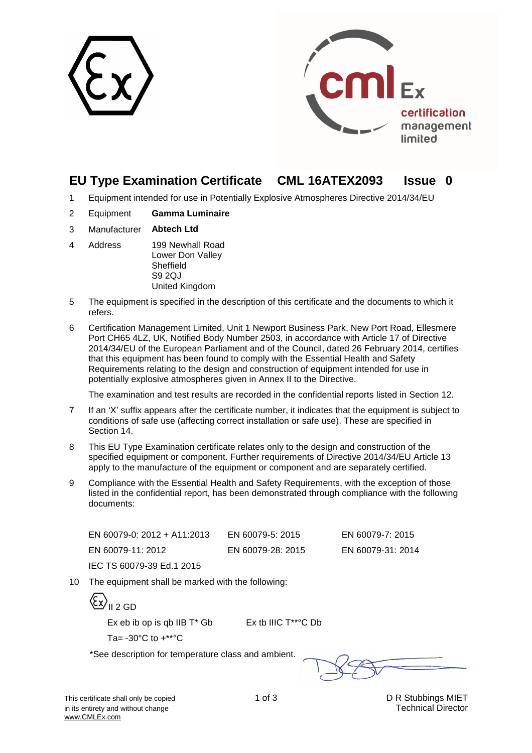# EU Type Examination Certificate  CML 16ATEX2093  Issue 0

1 Equipment intended for use in Potentially Explosive Atmospheres Directive 2014/34/EU

2 Equipment **Gamma Luminaire**

3 Manufacturer **Abtech Ltd**

4 Address
199 Newhall Road
Lower Don Valley
Sheffield
S9 2QJ
United Kingdom

5 The equipment is specified in the description of this certificate and the documents to which it refers.

6 Certification Management Limited, Unit 1 Newport Business Park, New Port Road, Ellesmere Port CH65 4LZ, UK, Notified Body Number 2503, in accordance with Article 17 of Directive 2014/34/EU of the European Parliament and of the Council, dated 26 February 2014, certifies that this equipment has been found to comply with the Essential Health and Safety Requirements relating to the design and construction of equipment intended for use in potentially explosive atmospheres given in Annex II to the Directive.

The examination and test results are recorded in the confidential reports listed in Section 12.

7 If an 'X' suffix appears after the certificate number, it indicates that the equipment is subject to conditions of safe use (affecting correct installation or safe use). These are specified in Section 14.

8 This EU Type Examination certificate relates only to the design and construction of the specified equipment or component. Further requirements of Directive 2014/34/EU Article 13 apply to the manufacture of the equipment or component and are separately certified.

9 Compliance with the Essential Health and Safety Requirements, with the exception of those listed in the confidential report, has been demonstrated through compliance with the following documents:

EN 60079-0: 2012 + A11:2013  EN 60079-5: 2015  EN 60079-7: 2015
EN 60079-11: 2012  EN 60079-28: 2015  EN 60079-31: 2014
IEC TS 60079-39 Ed.1 2015

10 The equipment shall be marked with the following:

Ex II 2 GD

Ex eb ib op is qb IIB T* Gb  Ex tb IIIC T**°C Db

Ta= -30°C to +**°C

*See description for temperature class and ambient.

This certificate shall only be copied in its entirety and without change
www.CMLEx.com

D R Stubbings MIET
Technical Director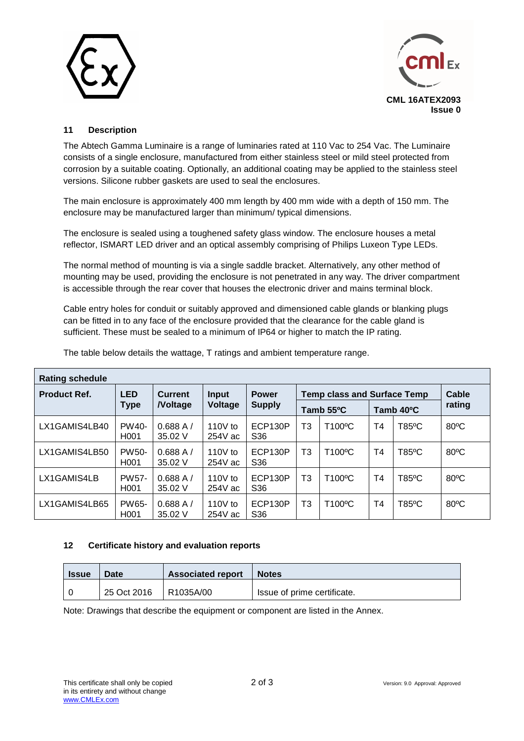CML 16ATEX2093
Issue 0

## 11 Description

The Abtech Gamma Luminaire is a range of luminaries rated at 110 Vac to 254 Vac. The Luminaire consists of a single enclosure, manufactured from either stainless steel or mild steel protected from corrosion by a suitable coating. Optionally, an additional coating may be applied to the stainless steel versions. Silicone rubber gaskets are used to seal the enclosures.

The main enclosure is approximately 400 mm length by 400 mm wide with a depth of 150 mm. The enclosure may be manufactured larger than minimum/ typical dimensions.

The enclosure is sealed using a toughened safety glass window. The enclosure houses a metal reflector, ISMART LED driver and an optical assembly comprising of Philips Luxeon Type LEDs.

The normal method of mounting is via a single saddle bracket. Alternatively, any other method of mounting may be used, providing the enclosure is not penetrated in any way. The driver compartment is accessible through the rear cover that houses the electronic driver and mains terminal block.

Cable entry holes for conduit or suitably approved and dimensioned cable glands or blanking plugs can be fitted in to any face of the enclosure provided that the clearance for the cable gland is sufficient. These must be sealed to a minimum of IP64 or higher to match the IP rating.

The table below details the wattage, T ratings and ambient temperature range.

**Rating schedule**

| Product Ref. | LED Type | Current /Voltage | Input Voltage | Power Supply | Temp class and Surface Temp | | | | Cable rating |
|---|---|---|---|---|---|---|---|---|---|
| | | | | | Tamb 55ºC | | Tamb 40ºC | | |
| LX1GAMIS4LB40 | PW40-H001 | 0.688 A / 35.02 V | 110V to 254V ac | ECP130P S36 | T3 | T100ºC | T4 | T85ºC | 80ºC |
| LX1GAMIS4LB50 | PW50-H001 | 0.688 A / 35.02 V | 110V to 254V ac | ECP130P S36 | T3 | T100ºC | T4 | T85ºC | 80ºC |
| LX1GAMIS4LB | PW57-H001 | 0.688 A / 35.02 V | 110V to 254V ac | ECP130P S36 | T3 | T100ºC | T4 | T85ºC | 80ºC |
| LX1GAMIS4LB65 | PW65-H001 | 0.688 A / 35.02 V | 110V to 254V ac | ECP130P S36 | T3 | T100ºC | T4 | T85ºC | 80ºC |

## 12 Certificate history and evaluation reports

| Issue | Date | Associated report | Notes |
|---|---|---|---|
| 0 | 25 Oct 2016 | R1035A/00 | Issue of prime certificate. |

Note: Drawings that describe the equipment or component are listed in the Annex.

This certificate shall only be copied in its entirety and without change
www.CMLEx.com

Version: 9.0 Approval: Approved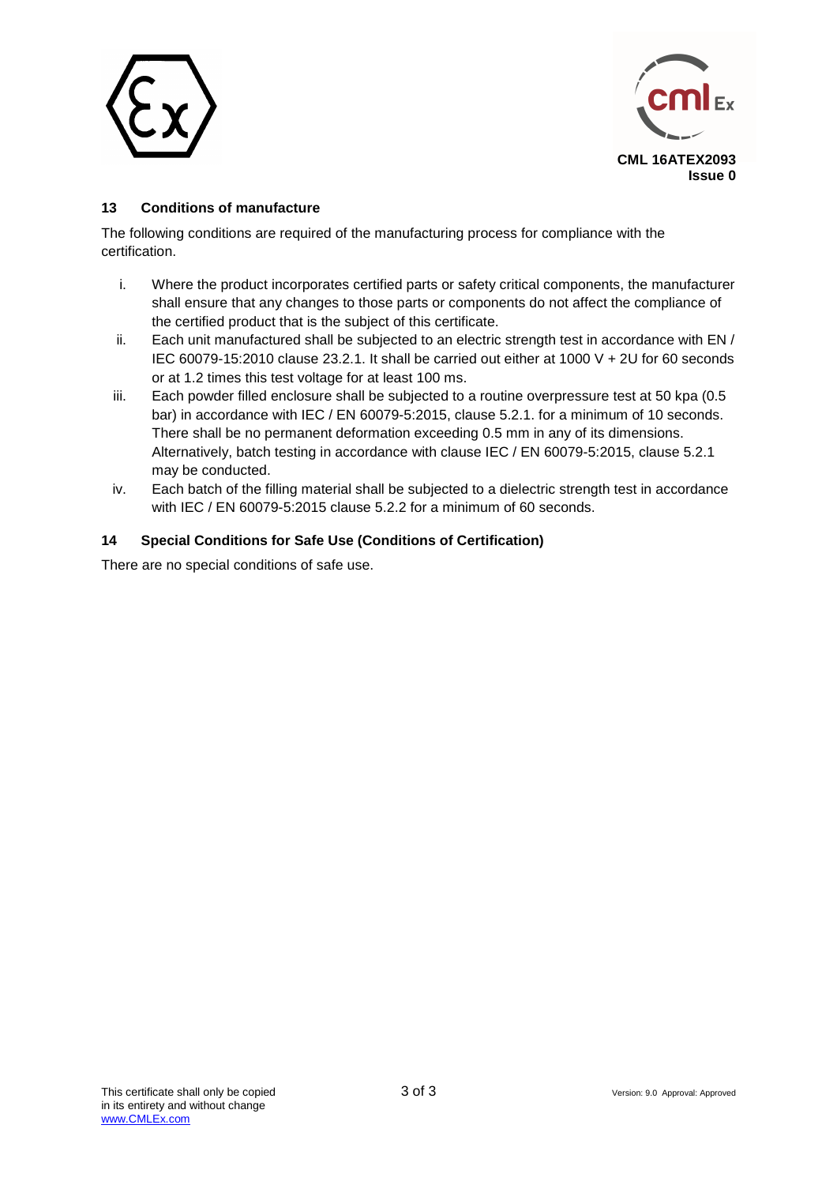CML 16ATEX2093
Issue 0

## 13 Conditions of manufacture

The following conditions are required of the manufacturing process for compliance with the certification.

i. Where the product incorporates certified parts or safety critical components, the manufacturer shall ensure that any changes to those parts or components do not affect the compliance of the certified product that is the subject of this certificate.

ii. Each unit manufactured shall be subjected to an electric strength test in accordance with EN / IEC 60079-15:2010 clause 23.2.1. It shall be carried out either at 1000 V + 2U for 60 seconds or at 1.2 times this test voltage for at least 100 ms.

iii. Each powder filled enclosure shall be subjected to a routine overpressure test at 50 kpa (0.5 bar) in accordance with IEC / EN 60079-5:2015, clause 5.2.1. for a minimum of 10 seconds. There shall be no permanent deformation exceeding 0.5 mm in any of its dimensions. Alternatively, batch testing in accordance with clause IEC / EN 60079-5:2015, clause 5.2.1 may be conducted.

iv. Each batch of the filling material shall be subjected to a dielectric strength test in accordance with IEC / EN 60079-5:2015 clause 5.2.2 for a minimum of 60 seconds.

## 14 Special Conditions for Safe Use (Conditions of Certification)

There are no special conditions of safe use.

This certificate shall only be copied in its entirety and without change
www.CMLEx.com

Version: 9.0 Approval: Approved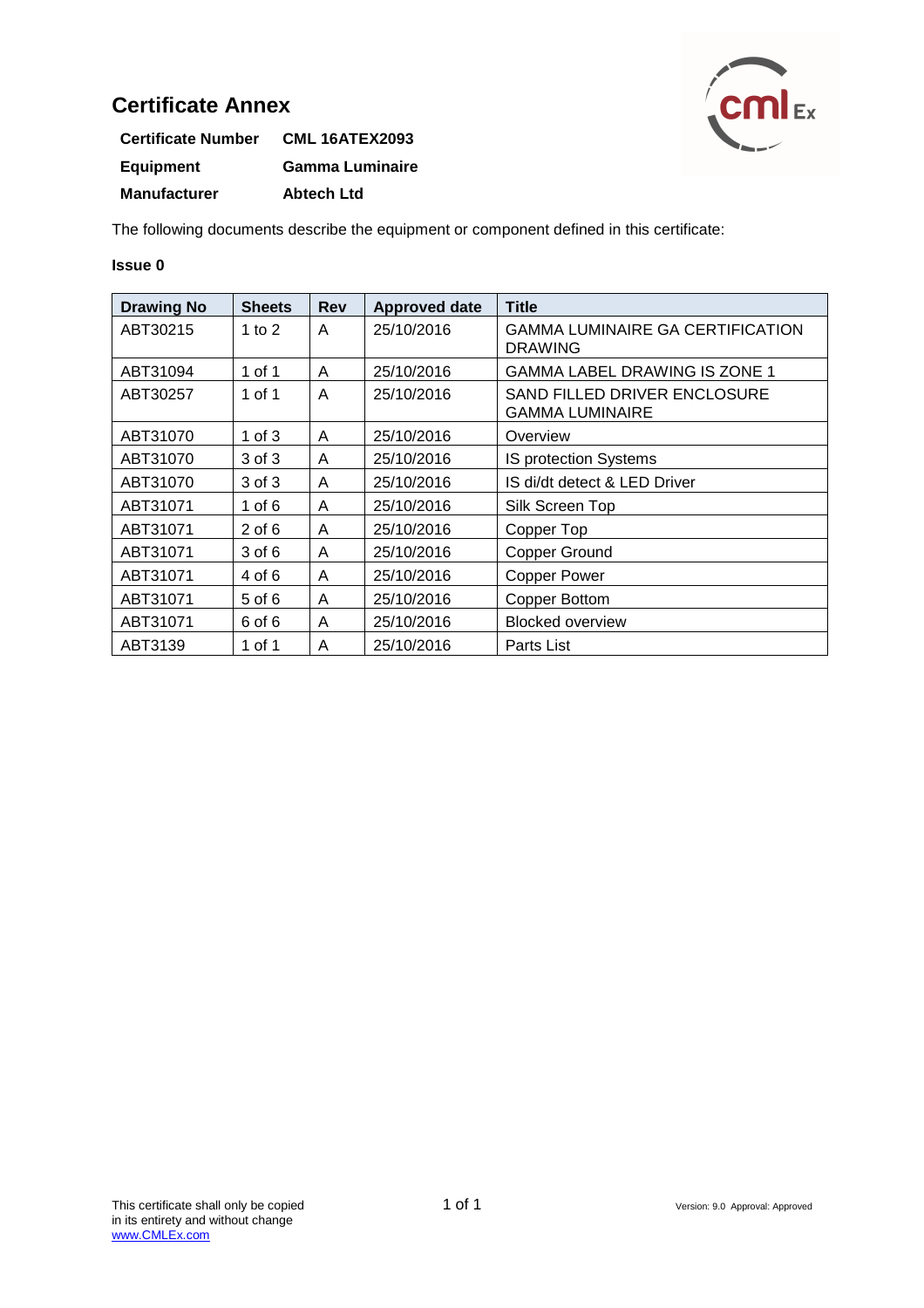# Certificate Annex

**Certificate Number** **CML 16ATEX2093**

**Equipment** **Gamma Luminaire**

**Manufacturer** **Abtech Ltd**

The following documents describe the equipment or component defined in this certificate:

**Issue 0**

| Drawing No | Sheets | Rev | Approved date | Title |
|---|---|---|---|---|
| ABT30215 | 1 to 2 | A | 25/10/2016 | GAMMA LUMINAIRE GA CERTIFICATION DRAWING |
| ABT31094 | 1 of 1 | A | 25/10/2016 | GAMMA LABEL DRAWING IS ZONE 1 |
| ABT30257 | 1 of 1 | A | 25/10/2016 | SAND FILLED DRIVER ENCLOSURE GAMMA LUMINAIRE |
| ABT31070 | 1 of 3 | A | 25/10/2016 | Overview |
| ABT31070 | 3 of 3 | A | 25/10/2016 | IS protection Systems |
| ABT31070 | 3 of 3 | A | 25/10/2016 | IS di/dt detect & LED Driver |
| ABT31071 | 1 of 6 | A | 25/10/2016 | Silk Screen Top |
| ABT31071 | 2 of 6 | A | 25/10/2016 | Copper Top |
| ABT31071 | 3 of 6 | A | 25/10/2016 | Copper Ground |
| ABT31071 | 4 of 6 | A | 25/10/2016 | Copper Power |
| ABT31071 | 5 of 6 | A | 25/10/2016 | Copper Bottom |
| ABT31071 | 6 of 6 | A | 25/10/2016 | Blocked overview |
| ABT3139 | 1 of 1 | A | 25/10/2016 | Parts List |

This certificate shall only be copied in its entirety and without change
www.CMLEx.com

Version: 9.0 Approval: Approved